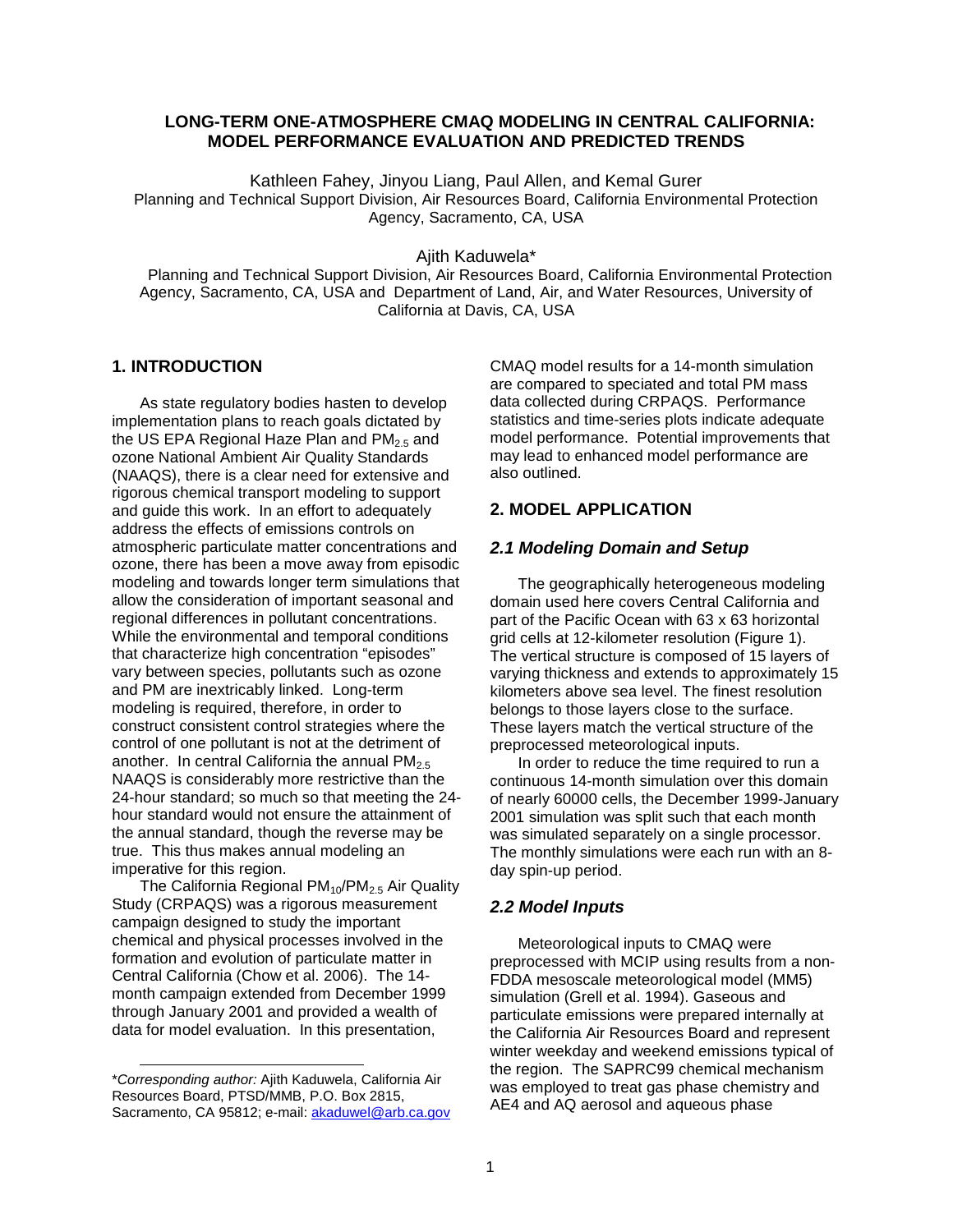# LONG-TERM ONE-ATMOSPHERE CMAQ MODELING IN CENTRAL CALIFORNIA: MODEL PERFORMANCE EVALUATION AND PREDICTED TRENDS

Kathleen Fahey, Jinyou Liang, Paul Allen, and Kemal Gurer
Planning and Technical Support Division, Air Resources Board, California Environmental Protection Agency, Sacramento, CA, USA

Ajith Kaduwela*
Planning and Technical Support Division, Air Resources Board, California Environmental Protection Agency, Sacramento, CA, USA and Department of Land, Air, and Water Resources, University of California at Davis, CA, USA

## 1. INTRODUCTION

As state regulatory bodies hasten to develop implementation plans to reach goals dictated by the US EPA Regional Haze Plan and $PM_{2.5}$ and ozone National Ambient Air Quality Standards (NAAQS), there is a clear need for extensive and rigorous chemical transport modeling to support and guide this work. In an effort to adequately address the effects of emissions controls on atmospheric particulate matter concentrations and ozone, there has been a move away from episodic modeling and towards longer term simulations that allow the consideration of important seasonal and regional differences in pollutant concentrations. While the environmental and temporal conditions that characterize high concentration "episodes" vary between species, pollutants such as ozone and PM are inextricably linked. Long-term modeling is required, therefore, in order to construct consistent control strategies where the control of one pollutant is not at the detriment of another. In central California the annual $PM_{2.5}$ NAAQS is considerably more restrictive than the 24-hour standard; so much so that meeting the 24-hour standard would not ensure the attainment of the annual standard, though the reverse may be true. This thus makes annual modeling an imperative for this region.

The California Regional $PM_{10}$/$PM_{2.5}$ Air Quality Study (CRPAQS) was a rigorous measurement campaign designed to study the important chemical and physical processes involved in the formation and evolution of particulate matter in Central California (Chow et al. 2006). The 14-month campaign extended from December 1999 through January 2001 and provided a wealth of data for model evaluation. In this presentation, CMAQ model results for a 14-month simulation are compared to speciated and total PM mass data collected during CRPAQS. Performance statistics and time-series plots indicate adequate model performance. Potential improvements that may lead to enhanced model performance are also outlined.

## 2. MODEL APPLICATION

### *2.1 Modeling Domain and Setup*

The geographically heterogeneous modeling domain used here covers Central California and part of the Pacific Ocean with 63 x 63 horizontal grid cells at 12-kilometer resolution (Figure 1). The vertical structure is composed of 15 layers of varying thickness and extends to approximately 15 kilometers above sea level. The finest resolution belongs to those layers close to the surface. These layers match the vertical structure of the preprocessed meteorological inputs.

In order to reduce the time required to run a continuous 14-month simulation over this domain of nearly 60000 cells, the December 1999-January 2001 simulation was split such that each month was simulated separately on a single processor. The monthly simulations were each run with an 8-day spin-up period.

### *2.2 Model Inputs*

Meteorological inputs to CMAQ were preprocessed with MCIP using results from a non-FDDA mesoscale meteorological model (MM5) simulation (Grell et al. 1994). Gaseous and particulate emissions were prepared internally at the California Air Resources Board and represent winter weekday and weekend emissions typical of the region. The SAPRC99 chemical mechanism was employed to treat gas phase chemistry and AE4 and AQ aerosol and aqueous phase

---

\**Corresponding author:* Ajith Kaduwela, California Air Resources Board, PTSD/MMB, P.O. Box 2815, Sacramento, CA 95812; e-mail: akaduwel@arb.ca.gov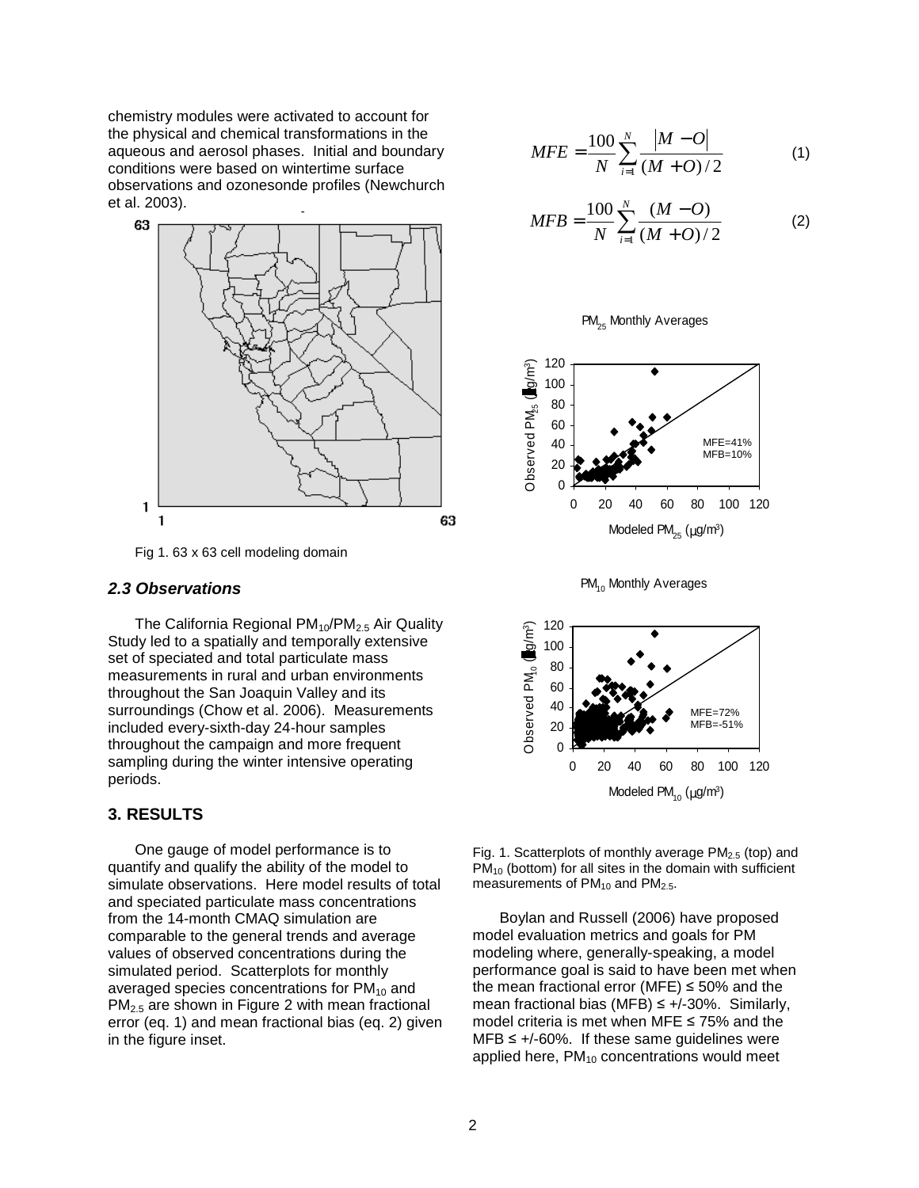chemistry modules were activated to account for the physical and chemical transformations in the aqueous and aerosol phases. Initial and boundary conditions were based on wintertime surface observations and ozonesonde profiles (Newchurch et al. 2003).

Fig 1. 63 x 63 cell modeling domain

### *2.3 Observations*

The California Regional $PM_{10}$/$PM_{2.5}$ Air Quality Study led to a spatially and temporally extensive set of speciated and total particulate mass measurements in rural and urban environments throughout the San Joaquin Valley and its surroundings (Chow et al. 2006). Measurements included every-sixth-day 24-hour samples throughout the campaign and more frequent sampling during the winter intensive operating periods.

## 3. RESULTS

One gauge of model performance is to quantify and qualify the ability of the model to simulate observations. Here model results of total and speciated particulate mass concentrations from the 14-month CMAQ simulation are comparable to the general trends and average values of observed concentrations during the simulated period. Scatterplots for monthly averaged species concentrations for $PM_{10}$ and $PM_{2.5}$ are shown in Figure 2 with mean fractional error (eq. 1) and mean fractional bias (eq. 2) given in the figure inset.

$$MFE = \frac{100}{N} \sum_{i=1}^{N} \frac{|M - O|}{(M + O)/2} \qquad (1)$$

$$MFB = \frac{100}{N} \sum_{i=1}^{N} \frac{(M - O)}{(M + O)/2} \qquad (2)$$

Fig. 1. Scatterplots of monthly average $PM_{2.5}$ (top) and $PM_{10}$ (bottom) for all sites in the domain with sufficient measurements of $PM_{10}$ and $PM_{2.5}$.

Boylan and Russell (2006) have proposed model evaluation metrics and goals for PM modeling where, generally-speaking, a model performance goal is said to have been met when the mean fractional error (MFE) ≤ 50% and the mean fractional bias (MFB) ≤ +/-30%. Similarly, model criteria is met when MFE ≤ 75% and the MFB ≤ +/-60%. If these same guidelines were applied here, $PM_{10}$ concentrations would meet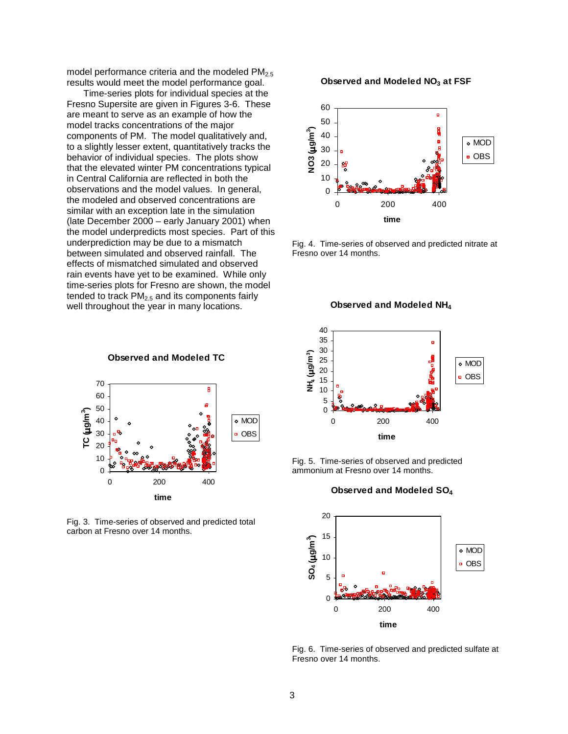model performance criteria and the modeled $PM_{2.5}$ results would meet the model performance goal.

Time-series plots for individual species at the Fresno Supersite are given in Figures 3-6. These are meant to serve as an example of how the model tracks concentrations of the major components of PM. The model qualitatively and, to a slightly lesser extent, quantitatively tracks the behavior of individual species. The plots show that the elevated winter PM concentrations typical in Central California are reflected in both the observations and the model values. In general, the modeled and observed concentrations are similar with an exception late in the simulation (late December 2000 – early January 2001) when the model underpredicts most species. Part of this underprediction may be due to a mismatch between simulated and observed rainfall. The effects of mismatched simulated and observed rain events have yet to be examined. While only time-series plots for Fresno are shown, the model tended to track $PM_{2.5}$ and its components fairly well throughout the year in many locations.

Fig. 3. Time-series of observed and predicted total carbon at Fresno over 14 months.

Fig. 4. Time-series of observed and predicted nitrate at Fresno over 14 months.

Fig. 5. Time-series of observed and predicted ammonium at Fresno over 14 months.

Fig. 6. Time-series of observed and predicted sulfate at Fresno over 14 months.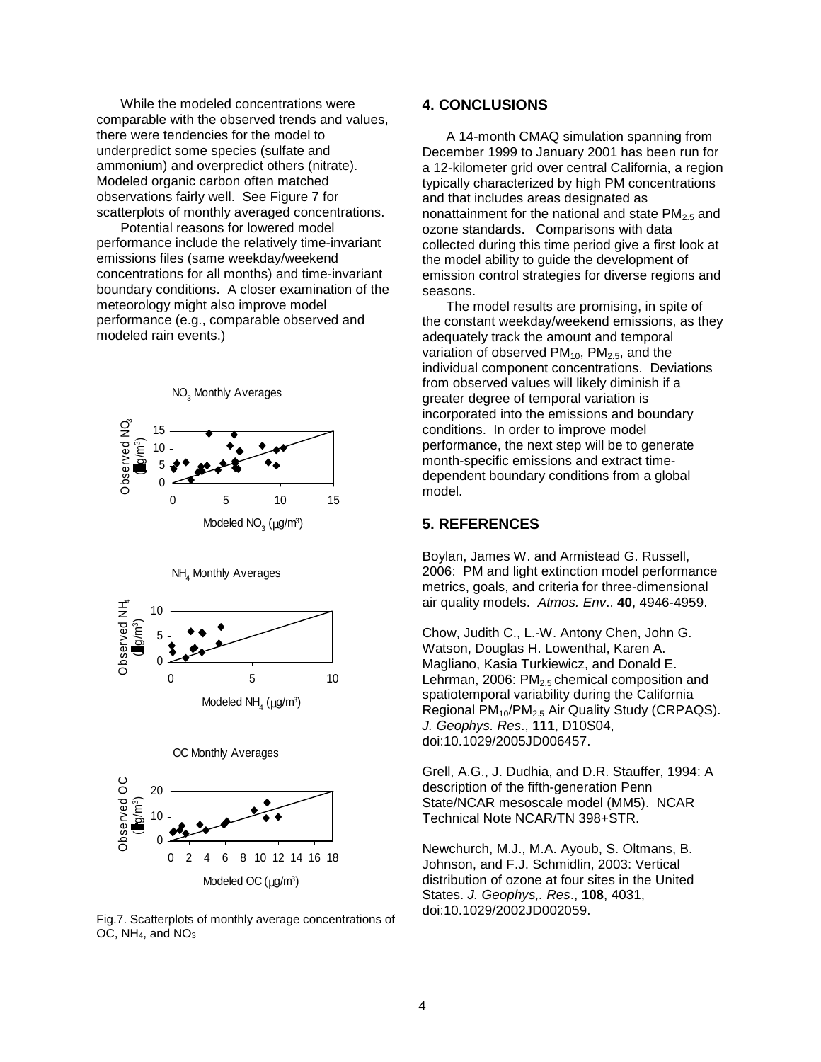While the modeled concentrations were comparable with the observed trends and values, there were tendencies for the model to underpredict some species (sulfate and ammonium) and overpredict others (nitrate). Modeled organic carbon often matched observations fairly well. See Figure 7 for scatterplots of monthly averaged concentrations.

Potential reasons for lowered model performance include the relatively time-invariant emissions files (same weekday/weekend concentrations for all months) and time-invariant boundary conditions. A closer examination of the meteorology might also improve model performance (e.g., comparable observed and modeled rain events.)

$NO_3$ Monthly Averages

Observed $NO_3$ ($\mu g/m^3$)

15
10
5
0

0 5 10 15

Modeled $NO_3$ ($\mu g/m^3$)

$NH_4$ Monthly Averages

Observed $NH_4$ ($\mu g/m^3$)

10
5
0

0 5 10

Modeled $NH_4$ ($\mu g/m^3$)

OC Monthly Averages

Observed OC ($\mu g/m^3$)

20
10
0

0 2 4 6 8 10 12 14 16 18

Modeled OC ($\mu g/m^3$)

Fig.7. Scatterplots of monthly average concentrations of OC, $NH_4$, and $NO_3$

## 4. CONCLUSIONS

A 14-month CMAQ simulation spanning from December 1999 to January 2001 has been run for a 12-kilometer grid over central California, a region typically characterized by high PM concentrations and that includes areas designated as nonattainment for the national and state $PM_{2.5}$ and ozone standards. Comparisons with data collected during this time period give a first look at the model ability to guide the development of emission control strategies for diverse regions and seasons.

The model results are promising, in spite of the constant weekday/weekend emissions, as they adequately track the amount and temporal variation of observed $PM_{10}$, $PM_{2.5}$, and the individual component concentrations. Deviations from observed values will likely diminish if a greater degree of temporal variation is incorporated into the emissions and boundary conditions. In order to improve model performance, the next step will be to generate month-specific emissions and extract time-dependent boundary conditions from a global model.

## 5. REFERENCES

Boylan, James W. and Armistead G. Russell, 2006: PM and light extinction model performance metrics, goals, and criteria for three-dimensional air quality models. *Atmos. Env*.. **40**, 4946-4959.

Chow, Judith C., L.-W. Antony Chen, John G. Watson, Douglas H. Lowenthal, Karen A. Magliano, Kasia Turkiewicz, and Donald E. Lehrman, 2006: $PM_{2.5}$ chemical composition and spatiotemporal variability during the California Regional $PM_{10}$/$PM_{2.5}$ Air Quality Study (CRPAQS). *J. Geophys. Res*., **111**, D10S04, doi:10.1029/2005JD006457.

Grell, A.G., J. Dudhia, and D.R. Stauffer, 1994: A description of the fifth-generation Penn State/NCAR mesoscale model (MM5). NCAR Technical Note NCAR/TN 398+STR.

Newchurch, M.J., M.A. Ayoub, S. Oltmans, B. Johnson, and F.J. Schmidlin, 2003: Vertical distribution of ozone at four sites in the United States. *J. Geophys,. Res*., **108**, 4031, doi:10.1029/2002JD002059.